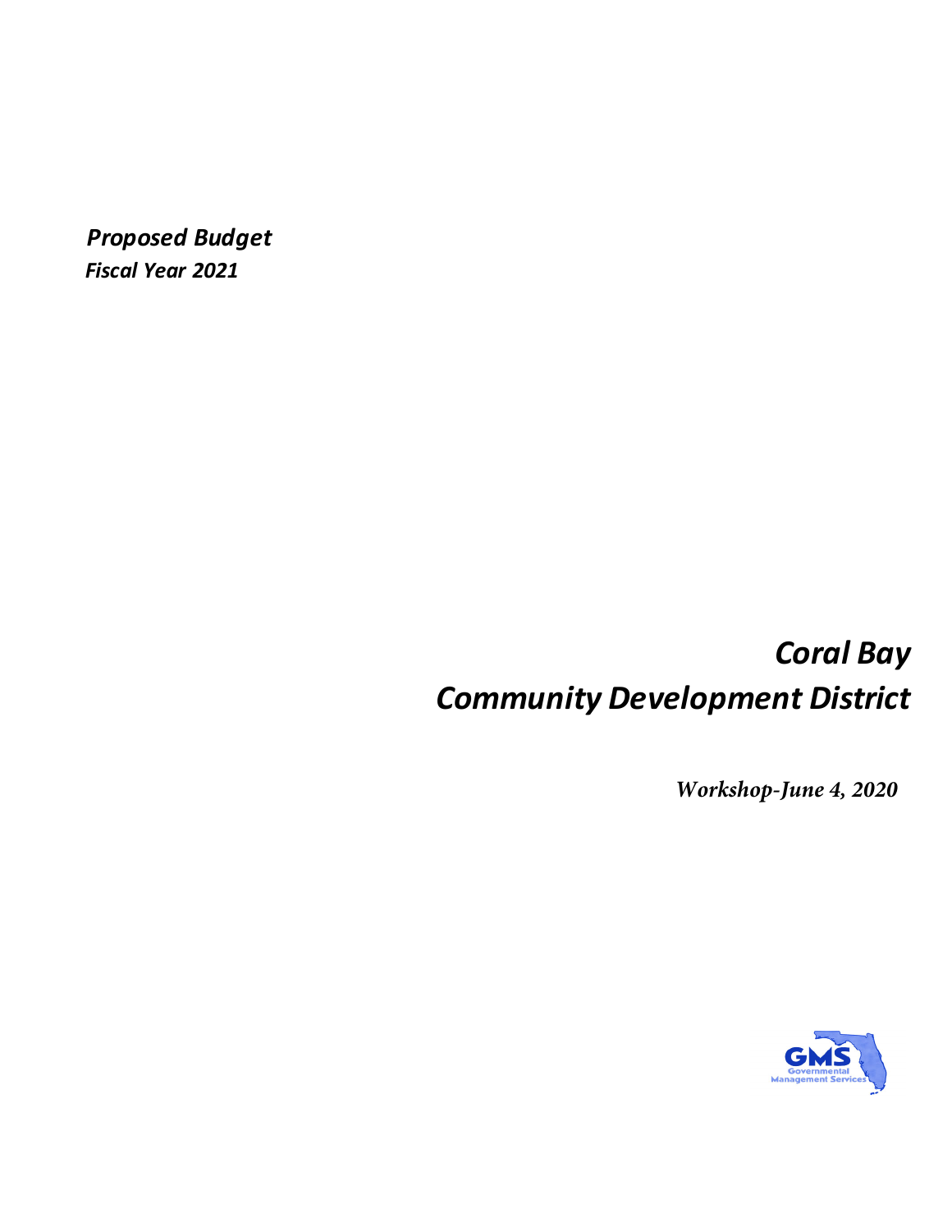***Proposed Budget***
***Fiscal Year 2021***

# *Coral Bay*
# *Community Development District*

***Workshop-June 4, 2020***

GMS
Governmental
Management Services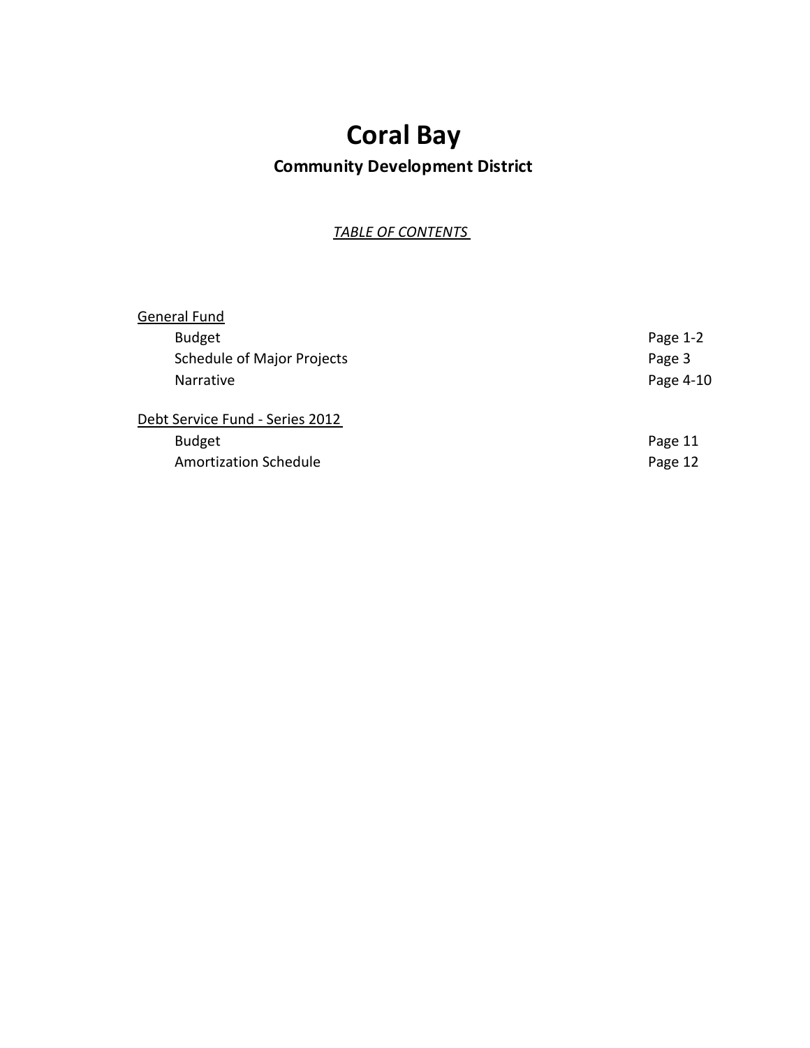# Coral Bay

## Community Development District

*TABLE OF CONTENTS*

| | |
|---|---|
| General Fund | |
| Budget | Page 1-2 |
| Schedule of Major Projects | Page 3 |
| Narrative | Page 4-10 |
| | |
| Debt Service Fund - Series 2012 | |
| Budget | Page 11 |
| Amortization Schedule | Page 12 |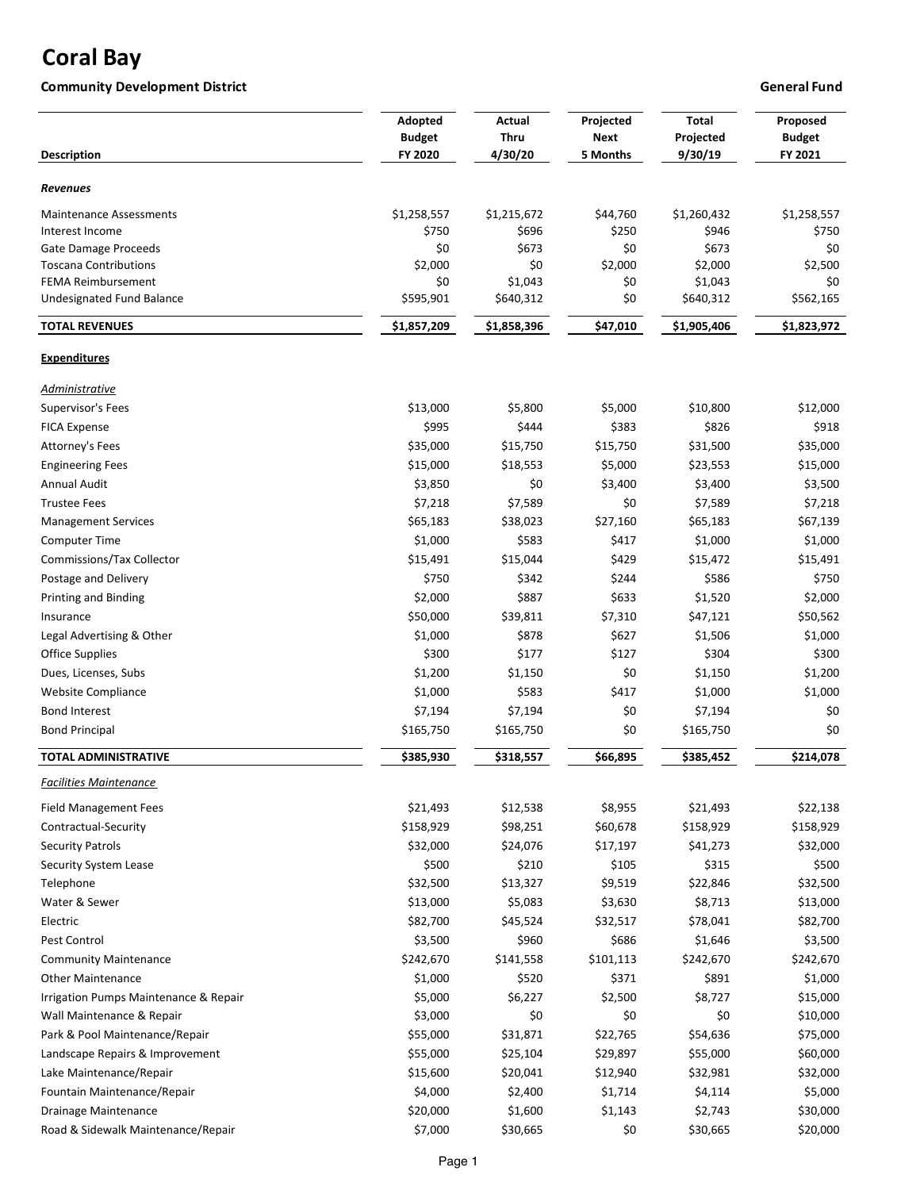# Coral Bay

**Community Development District** **General Fund**

| Description | Adopted Budget FY 2020 | Actual Thru 4/30/20 | Projected Next 5 Months | Total Projected 9/30/19 | Proposed Budget FY 2021 |
|---|---|---|---|---|---|
| ***Revenues*** | | | | | |
| Maintenance Assessments | $1,258,557 | $1,215,672 | $44,760 | $1,260,432 | $1,258,557 |
| Interest Income | $750 | $696 | $250 | $946 | $750 |
| Gate Damage Proceeds | $0 | $673 | $0 | $673 | $0 |
| Toscana Contributions | $2,000 | $0 | $2,000 | $2,000 | $2,500 |
| FEMA Reimbursement | $0 | $1,043 | $0 | $1,043 | $0 |
| Undesignated Fund Balance | $595,901 | $640,312 | $0 | $640,312 | $562,165 |
| **TOTAL REVENUES** | **$1,857,209** | **$1,858,396** | **$47,010** | **$1,905,406** | **$1,823,972** |
| **Expenditures** | | | | | |
| *Administrative* | | | | | |
| Supervisor's Fees | $13,000 | $5,800 | $5,000 | $10,800 | $12,000 |
| FICA Expense | $995 | $444 | $383 | $826 | $918 |
| Attorney's Fees | $35,000 | $15,750 | $15,750 | $31,500 | $35,000 |
| Engineering Fees | $15,000 | $18,553 | $5,000 | $23,553 | $15,000 |
| Annual Audit | $3,850 | $0 | $3,400 | $3,400 | $3,500 |
| Trustee Fees | $7,218 | $7,589 | $0 | $7,589 | $7,218 |
| Management Services | $65,183 | $38,023 | $27,160 | $65,183 | $67,139 |
| Computer Time | $1,000 | $583 | $417 | $1,000 | $1,000 |
| Commissions/Tax Collector | $15,491 | $15,044 | $429 | $15,472 | $15,491 |
| Postage and Delivery | $750 | $342 | $244 | $586 | $750 |
| Printing and Binding | $2,000 | $887 | $633 | $1,520 | $2,000 |
| Insurance | $50,000 | $39,811 | $7,310 | $47,121 | $50,562 |
| Legal Advertising & Other | $1,000 | $878 | $627 | $1,506 | $1,000 |
| Office Supplies | $300 | $177 | $127 | $304 | $300 |
| Dues, Licenses, Subs | $1,200 | $1,150 | $0 | $1,150 | $1,200 |
| Website Compliance | $1,000 | $583 | $417 | $1,000 | $1,000 |
| Bond Interest | $7,194 | $7,194 | $0 | $7,194 | $0 |
| Bond Principal | $165,750 | $165,750 | $0 | $165,750 | $0 |
| **TOTAL ADMINISTRATIVE** | **$385,930** | **$318,557** | **$66,895** | **$385,452** | **$214,078** |
| *Facilities Maintenance* | | | | | |
| Field Management Fees | $21,493 | $12,538 | $8,955 | $21,493 | $22,138 |
| Contractual-Security | $158,929 | $98,251 | $60,678 | $158,929 | $158,929 |
| Security Patrols | $32,000 | $24,076 | $17,197 | $41,273 | $32,000 |
| Security System Lease | $500 | $210 | $105 | $315 | $500 |
| Telephone | $32,500 | $13,327 | $9,519 | $22,846 | $32,500 |
| Water & Sewer | $13,000 | $5,083 | $3,630 | $8,713 | $13,000 |
| Electric | $82,700 | $45,524 | $32,517 | $78,041 | $82,700 |
| Pest Control | $3,500 | $960 | $686 | $1,646 | $3,500 |
| Community Maintenance | $242,670 | $141,558 | $101,113 | $242,670 | $242,670 |
| Other Maintenance | $1,000 | $520 | $371 | $891 | $1,000 |
| Irrigation Pumps Maintenance & Repair | $5,000 | $6,227 | $2,500 | $8,727 | $15,000 |
| Wall Maintenance & Repair | $3,000 | $0 | $0 | $0 | $10,000 |
| Park & Pool Maintenance/Repair | $55,000 | $31,871 | $22,765 | $54,636 | $75,000 |
| Landscape Repairs & Improvement | $55,000 | $25,104 | $29,897 | $55,000 | $60,000 |
| Lake Maintenance/Repair | $15,600 | $20,041 | $12,940 | $32,981 | $32,000 |
| Fountain Maintenance/Repair | $4,000 | $2,400 | $1,714 | $4,114 | $5,000 |
| Drainage Maintenance | $20,000 | $1,600 | $1,143 | $2,743 | $30,000 |
| Road & Sidewalk Maintenance/Repair | $7,000 | $30,665 | $0 | $30,665 | $20,000 |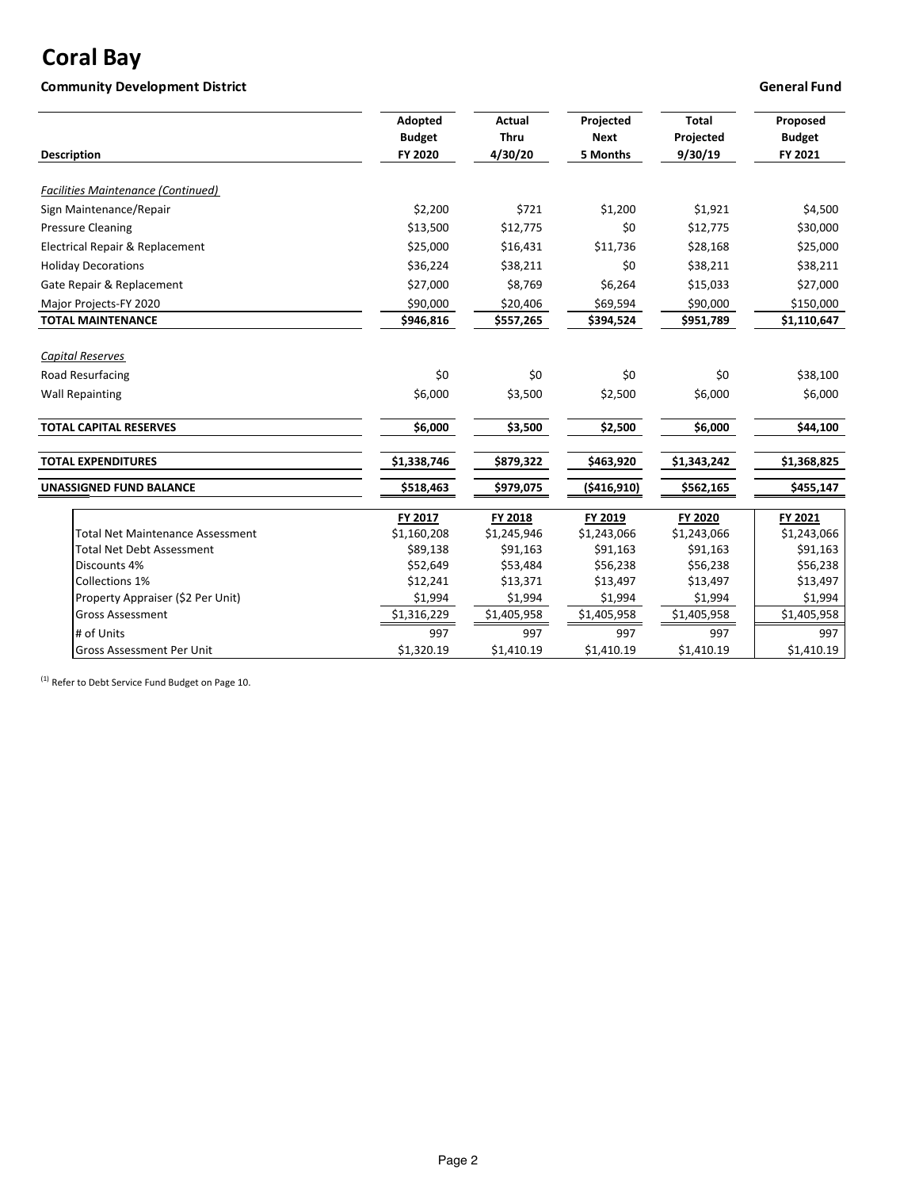# Coral Bay

**Community Development District** **General Fund**

| Description | Adopted Budget FY 2020 | Actual Thru 4/30/20 | Projected Next 5 Months | Total Projected 9/30/19 | Proposed Budget FY 2021 |
|---|---|---|---|---|---|
| *Facilities Maintenance (Continued)* | | | | | |
| Sign Maintenance/Repair | $2,200 | $721 | $1,200 | $1,921 | $4,500 |
| Pressure Cleaning | $13,500 | $12,775 | $0 | $12,775 | $30,000 |
| Electrical Repair & Replacement | $25,000 | $16,431 | $11,736 | $28,168 | $25,000 |
| Holiday Decorations | $36,224 | $38,211 | $0 | $38,211 | $38,211 |
| Gate Repair & Replacement | $27,000 | $8,769 | $6,264 | $15,033 | $27,000 |
| Major Projects-FY 2020 | $90,000 | $20,406 | $69,594 | $90,000 | $150,000 |
| **TOTAL MAINTENANCE** | **$946,816** | **$557,265** | **$394,524** | **$951,789** | **$1,110,647** |
| *Capital Reserves* | | | | | |
| Road Resurfacing | $0 | $0 | $0 | $0 | $38,100 |
| Wall Repainting | $6,000 | $3,500 | $2,500 | $6,000 | $6,000 |
| **TOTAL CAPITAL RESERVES** | **$6,000** | **$3,500** | **$2,500** | **$6,000** | **$44,100** |
| **TOTAL EXPENDITURES** | **$1,338,746** | **$879,322** | **$463,920** | **$1,343,242** | **$1,368,825** |
| **UNASSIGNED FUND BALANCE** | **$518,463** | **$979,075** | **($416,910)** | **$562,165** | **$455,147** |

| | FY 2017 | FY 2018 | FY 2019 | FY 2020 | FY 2021 |
|---|---|---|---|---|---|
| Total Net Maintenance Assessment | $1,160,208 | $1,245,946 | $1,243,066 | $1,243,066 | $1,243,066 |
| Total Net Debt Assessment | $89,138 | $91,163 | $91,163 | $91,163 | $91,163 |
| Discounts 4% | $52,649 | $53,484 | $56,238 | $56,238 | $56,238 |
| Collections 1% | $12,241 | $13,371 | $13,497 | $13,497 | $13,497 |
| Property Appraiser ($2 Per Unit) | $1,994 | $1,994 | $1,994 | $1,994 | $1,994 |
| Gross Assessment | $1,316,229 | $1,405,958 | $1,405,958 | $1,405,958 | $1,405,958 |
| # of Units | 997 | 997 | 997 | 997 | 997 |
| Gross Assessment Per Unit | $1,320.19 | $1,410.19 | $1,410.19 | $1,410.19 | $1,410.19 |

(1) Refer to Debt Service Fund Budget on Page 10.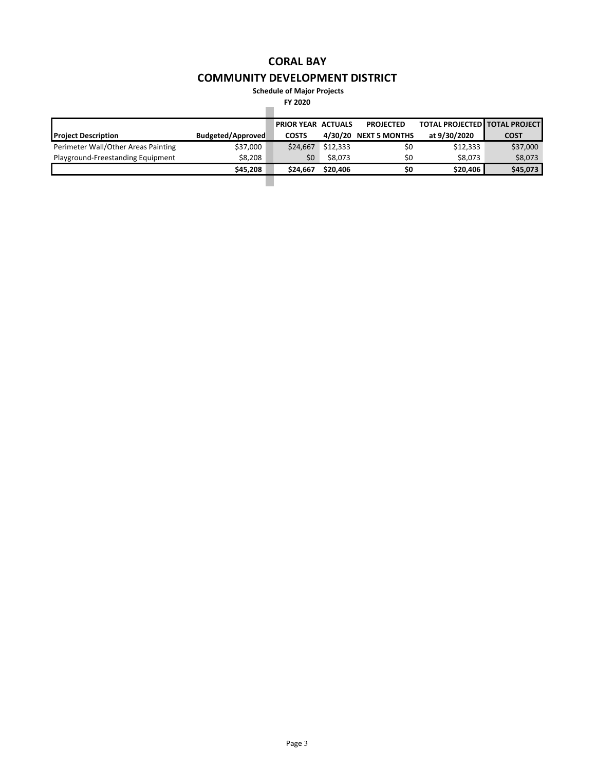# CORAL BAY

## COMMUNITY DEVELOPMENT DISTRICT

**Schedule of Major Projects**

**FY 2020**

| Project Description | Budgeted/Approved | PRIOR YEAR COSTS | ACTUALS 4/30/20 | PROJECTED NEXT 5 MONTHS | TOTAL PROJECTED at 9/30/2020 | TOTAL PROJECT COST |
|---|---|---|---|---|---|---|
| Perimeter Wall/Other Areas Painting | $37,000 | $24,667 | $12,333 | $0 | $12,333 | $37,000 |
| Playground-Freestanding Equipment | $8,208 | $0 | $8,073 | $0 | $8,073 | $8,073 |
| | **$45,208** | **$24,667** | **$20,406** | **$0** | **$20,406** | **$45,073** |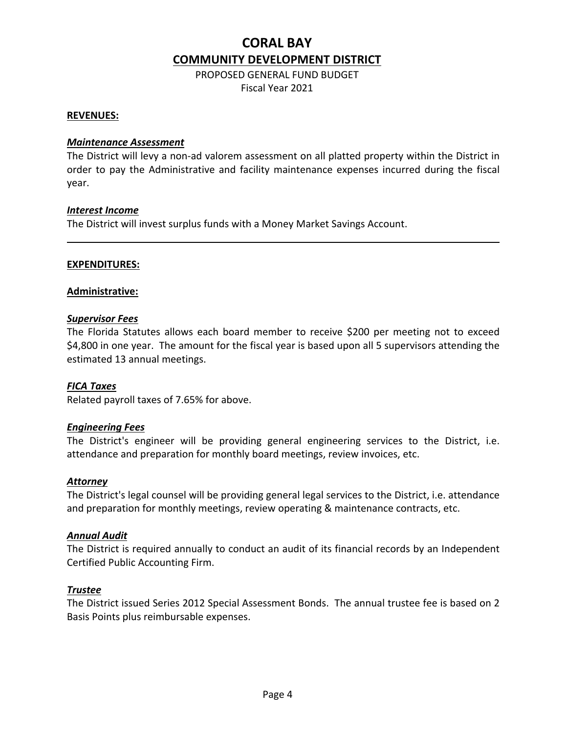# CORAL BAY

## COMMUNITY DEVELOPMENT DISTRICT

PROPOSED GENERAL FUND BUDGET
Fiscal Year 2021

**REVENUES:**

***Maintenance Assessment***

The District will levy a non-ad valorem assessment on all platted property within the District in order to pay the Administrative and facility maintenance expenses incurred during the fiscal year.

***Interest Income***

The District will invest surplus funds with a Money Market Savings Account.

---

**EXPENDITURES:**

**Administrative:**

***Supervisor Fees***

The Florida Statutes allows each board member to receive $200 per meeting not to exceed $4,800 in one year. The amount for the fiscal year is based upon all 5 supervisors attending the estimated 13 annual meetings.

***FICA Taxes***

Related payroll taxes of 7.65% for above.

***Engineering Fees***

The District's engineer will be providing general engineering services to the District, i.e. attendance and preparation for monthly board meetings, review invoices, etc.

***Attorney***

The District's legal counsel will be providing general legal services to the District, i.e. attendance and preparation for monthly meetings, review operating & maintenance contracts, etc.

***Annual Audit***

The District is required annually to conduct an audit of its financial records by an Independent Certified Public Accounting Firm.

***Trustee***

The District issued Series 2012 Special Assessment Bonds. The annual trustee fee is based on 2 Basis Points plus reimbursable expenses.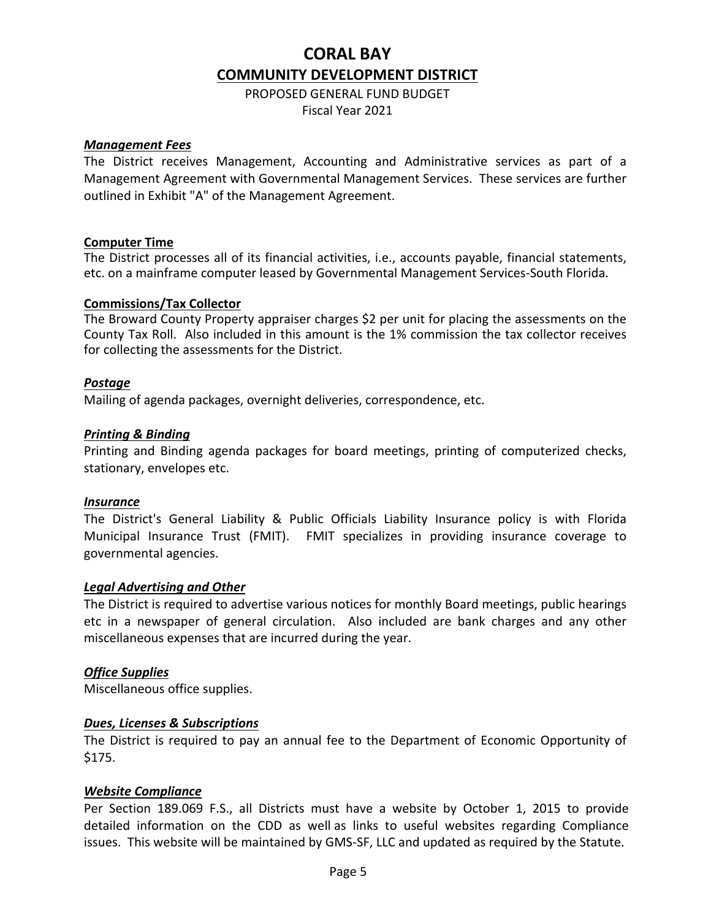# CORAL BAY

## COMMUNITY DEVELOPMENT DISTRICT

PROPOSED GENERAL FUND BUDGET
Fiscal Year 2021

***Management Fees***

The District receives Management, Accounting and Administrative services as part of a Management Agreement with Governmental Management Services. These services are further outlined in Exhibit "A" of the Management Agreement.

**Computer Time**

The District processes all of its financial activities, i.e., accounts payable, financial statements, etc. on a mainframe computer leased by Governmental Management Services-South Florida.

**Commissions/Tax Collector**

The Broward County Property appraiser charges $2 per unit for placing the assessments on the County Tax Roll. Also included in this amount is the 1% commission the tax collector receives for collecting the assessments for the District.

***Postage***

Mailing of agenda packages, overnight deliveries, correspondence, etc.

***Printing & Binding***

Printing and Binding agenda packages for board meetings, printing of computerized checks, stationary, envelopes etc.

***Insurance***

The District's General Liability & Public Officials Liability Insurance policy is with Florida Municipal Insurance Trust (FMIT). FMIT specializes in providing insurance coverage to governmental agencies.

***Legal Advertising and Other***

The District is required to advertise various notices for monthly Board meetings, public hearings etc in a newspaper of general circulation. Also included are bank charges and any other miscellaneous expenses that are incurred during the year.

***Office Supplies***

Miscellaneous office supplies.

***Dues, Licenses & Subscriptions***

The District is required to pay an annual fee to the Department of Economic Opportunity of $175.

***Website Compliance***

Per Section 189.069 F.S., all Districts must have a website by October 1, 2015 to provide detailed information on the CDD as well as links to useful websites regarding Compliance issues. This website will be maintained by GMS-SF, LLC and updated as required by the Statute.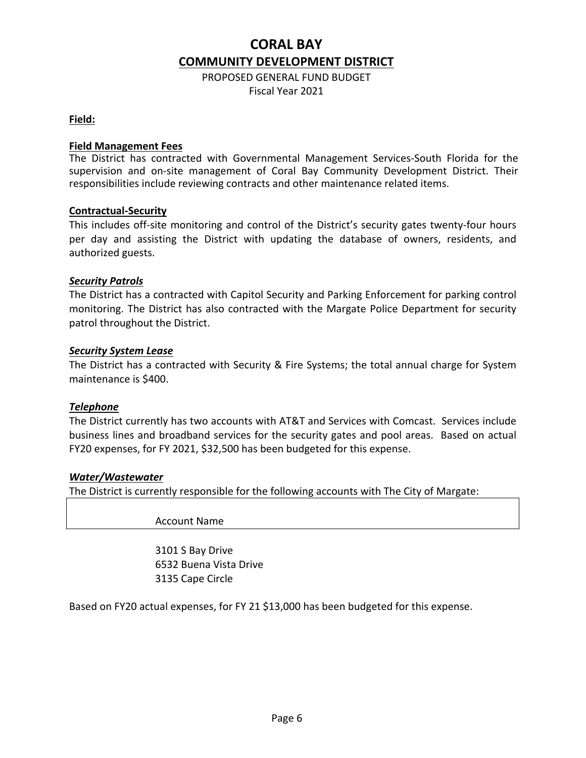# CORAL BAY

## COMMUNITY DEVELOPMENT DISTRICT

PROPOSED GENERAL FUND BUDGET
Fiscal Year 2021

**Field:**

**Field Management Fees**
The District has contracted with Governmental Management Services-South Florida for the supervision and on-site management of Coral Bay Community Development District. Their responsibilities include reviewing contracts and other maintenance related items.

**Contractual-Security**
This includes off-site monitoring and control of the District's security gates twenty-four hours per day and assisting the District with updating the database of owners, residents, and authorized guests.

***Security Patrols***
The District has a contracted with Capitol Security and Parking Enforcement for parking control monitoring. The District has also contracted with the Margate Police Department for security patrol throughout the District.

***Security System Lease***
The District has a contracted with Security & Fire Systems; the total annual charge for System maintenance is $400.

***Telephone***
The District currently has two accounts with AT&T and Services with Comcast. Services include business lines and broadband services for the security gates and pool areas. Based on actual FY20 expenses, for FY 2021, $32,500 has been budgeted for this expense.

***Water/Wastewater***
The District is currently responsible for the following accounts with The City of Margate:

| Account Name |
|---|
| 3101 S Bay Drive |
| 6532 Buena Vista Drive |
| 3135 Cape Circle |

Based on FY20 actual expenses, for FY 21 $13,000 has been budgeted for this expense.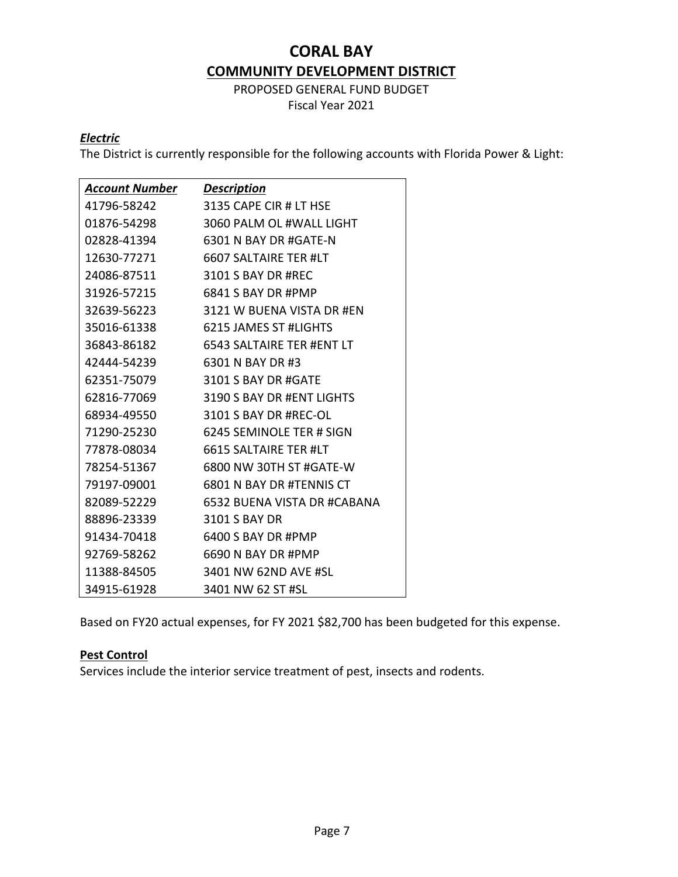# CORAL BAY

## COMMUNITY DEVELOPMENT DISTRICT

PROPOSED GENERAL FUND BUDGET

Fiscal Year 2021

***Electric***

The District is currently responsible for the following accounts with Florida Power & Light:

| *Account Number* | *Description* |
|---|---|
| 41796-58242 | 3135 CAPE CIR # LT HSE |
| 01876-54298 | 3060 PALM OL #WALL LIGHT |
| 02828-41394 | 6301 N BAY DR #GATE-N |
| 12630-77271 | 6607 SALTAIRE TER #LT |
| 24086-87511 | 3101 S BAY DR #REC |
| 31926-57215 | 6841 S BAY DR #PMP |
| 32639-56223 | 3121 W BUENA VISTA DR #EN |
| 35016-61338 | 6215 JAMES ST #LIGHTS |
| 36843-86182 | 6543 SALTAIRE TER #ENT LT |
| 42444-54239 | 6301 N BAY DR #3 |
| 62351-75079 | 3101 S BAY DR #GATE |
| 62816-77069 | 3190 S BAY DR #ENT LIGHTS |
| 68934-49550 | 3101 S BAY DR #REC-OL |
| 71290-25230 | 6245 SEMINOLE TER # SIGN |
| 77878-08034 | 6615 SALTAIRE TER #LT |
| 78254-51367 | 6800 NW 30TH ST #GATE-W |
| 79197-09001 | 6801 N BAY DR #TENNIS CT |
| 82089-52229 | 6532 BUENA VISTA DR #CABANA |
| 88896-23339 | 3101 S BAY DR |
| 91434-70418 | 6400 S BAY DR #PMP |
| 92769-58262 | 6690 N BAY DR #PMP |
| 11388-84505 | 3401 NW 62ND AVE #SL |
| 34915-61928 | 3401 NW 62 ST #SL |

Based on FY20 actual expenses, for FY 2021 $82,700 has been budgeted for this expense.

**Pest Control**

Services include the interior service treatment of pest, insects and rodents.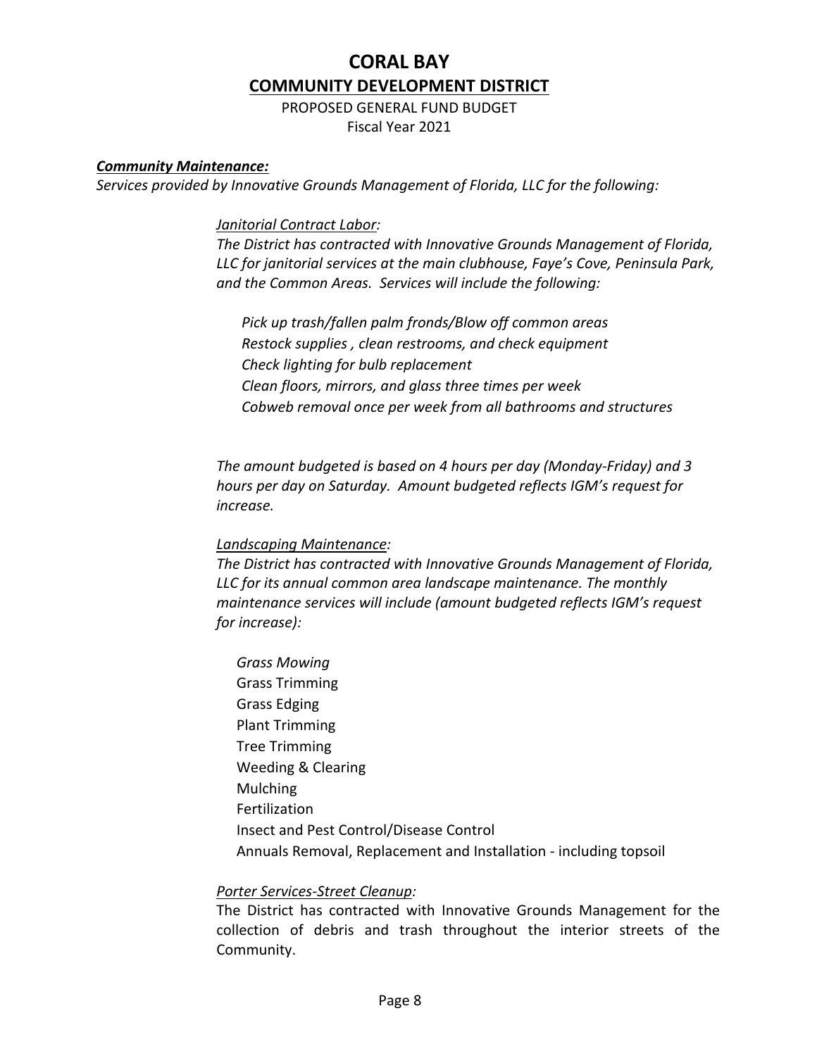# CORAL BAY

## COMMUNITY DEVELOPMENT DISTRICT

PROPOSED GENERAL FUND BUDGET
Fiscal Year 2021

***Community Maintenance:***

*Services provided by Innovative Grounds Management of Florida, LLC for the following:*

*Janitorial Contract Labor:*

*The District has contracted with Innovative Grounds Management of Florida, LLC for janitorial services at the main clubhouse, Faye's Cove, Peninsula Park, and the Common Areas. Services will include the following:*

*Pick up trash/fallen palm fronds/Blow off common areas*
*Restock supplies , clean restrooms, and check equipment*
*Check lighting for bulb replacement*
*Clean floors, mirrors, and glass three times per week*
*Cobweb removal once per week from all bathrooms and structures*

*The amount budgeted is based on 4 hours per day (Monday-Friday) and 3 hours per day on Saturday. Amount budgeted reflects IGM's request for increase.*

*Landscaping Maintenance:*

*The District has contracted with Innovative Grounds Management of Florida, LLC for its annual common area landscape maintenance. The monthly maintenance services will include (amount budgeted reflects IGM's request for increase):*

*Grass Mowing*
Grass Trimming
Grass Edging
Plant Trimming
Tree Trimming
Weeding & Clearing
Mulching
Fertilization
Insect and Pest Control/Disease Control
Annuals Removal, Replacement and Installation - including topsoil

*Porter Services-Street Cleanup:*

The District has contracted with Innovative Grounds Management for the collection of debris and trash throughout the interior streets of the Community.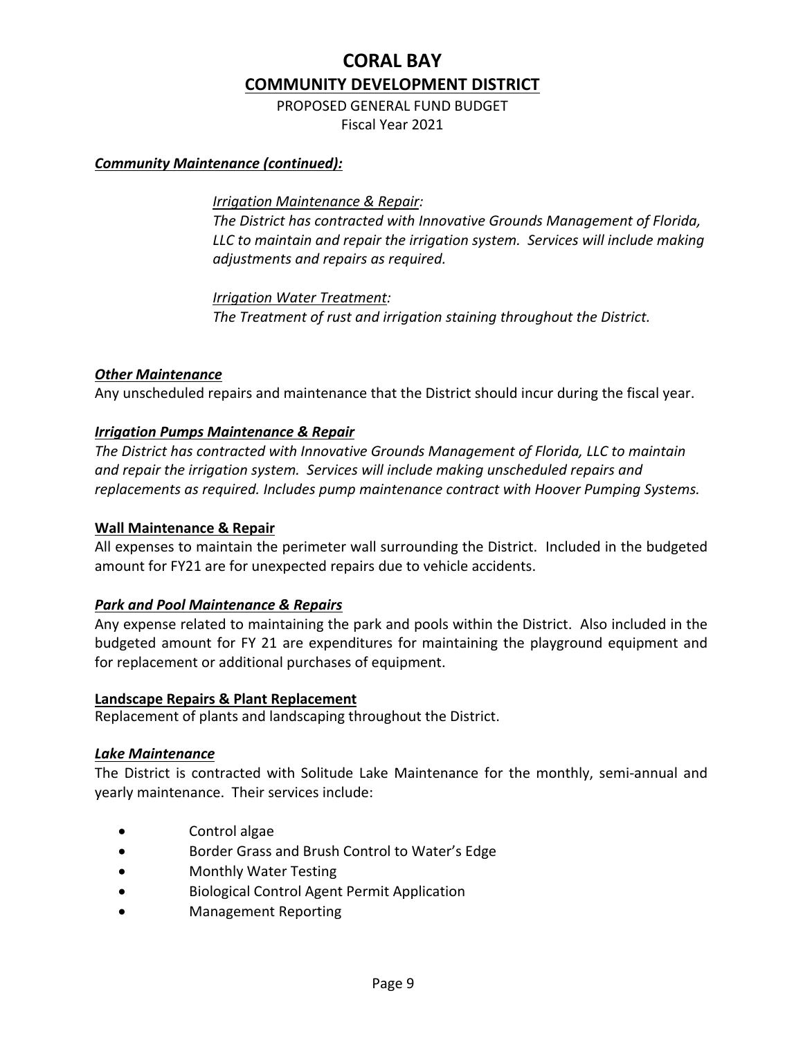# CORAL BAY

## COMMUNITY DEVELOPMENT DISTRICT

PROPOSED GENERAL FUND BUDGET
Fiscal Year 2021

***Community Maintenance (continued):***

> *Irrigation Maintenance & Repair:*
> *The District has contracted with Innovative Grounds Management of Florida, LLC to maintain and repair the irrigation system. Services will include making adjustments and repairs as required.*
>
> *Irrigation Water Treatment:*
> *The Treatment of rust and irrigation staining throughout the District.*

***Other Maintenance***

Any unscheduled repairs and maintenance that the District should incur during the fiscal year.

***Irrigation Pumps Maintenance & Repair***

*The District has contracted with Innovative Grounds Management of Florida, LLC to maintain and repair the irrigation system. Services will include making unscheduled repairs and replacements as required. Includes pump maintenance contract with Hoover Pumping Systems.*

**Wall Maintenance & Repair**

All expenses to maintain the perimeter wall surrounding the District. Included in the budgeted amount for FY21 are for unexpected repairs due to vehicle accidents.

***Park and Pool Maintenance & Repairs***

Any expense related to maintaining the park and pools within the District. Also included in the budgeted amount for FY 21 are expenditures for maintaining the playground equipment and for replacement or additional purchases of equipment.

**Landscape Repairs & Plant Replacement**

Replacement of plants and landscaping throughout the District.

***Lake Maintenance***

The District is contracted with Solitude Lake Maintenance for the monthly, semi-annual and yearly maintenance. Their services include:

- Control algae
- Border Grass and Brush Control to Water's Edge
- Monthly Water Testing
- Biological Control Agent Permit Application
- Management Reporting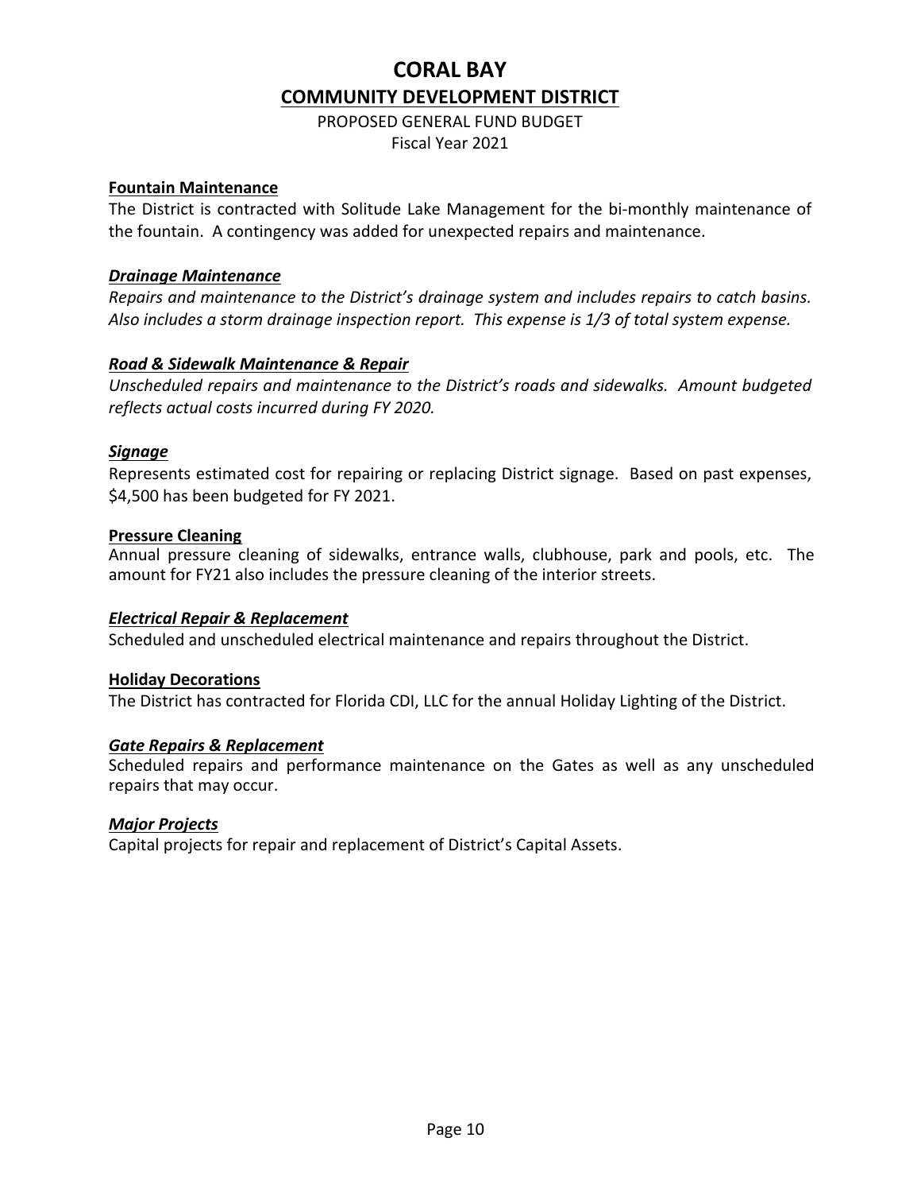# CORAL BAY

## COMMUNITY DEVELOPMENT DISTRICT

PROPOSED GENERAL FUND BUDGET
Fiscal Year 2021

**Fountain Maintenance**

The District is contracted with Solitude Lake Management for the bi-monthly maintenance of the fountain. A contingency was added for unexpected repairs and maintenance.

***Drainage Maintenance***

*Repairs and maintenance to the District's drainage system and includes repairs to catch basins. Also includes a storm drainage inspection report. This expense is 1/3 of total system expense.*

***Road & Sidewalk Maintenance & Repair***

*Unscheduled repairs and maintenance to the District's roads and sidewalks. Amount budgeted reflects actual costs incurred during FY 2020.*

***Signage***

Represents estimated cost for repairing or replacing District signage. Based on past expenses, $4,500 has been budgeted for FY 2021.

**Pressure Cleaning**

Annual pressure cleaning of sidewalks, entrance walls, clubhouse, park and pools, etc. The amount for FY21 also includes the pressure cleaning of the interior streets.

***Electrical Repair & Replacement***

Scheduled and unscheduled electrical maintenance and repairs throughout the District.

**Holiday Decorations**

The District has contracted for Florida CDI, LLC for the annual Holiday Lighting of the District.

***Gate Repairs & Replacement***

Scheduled repairs and performance maintenance on the Gates as well as any unscheduled repairs that may occur.

***Major Projects***

Capital projects for repair and replacement of District's Capital Assets.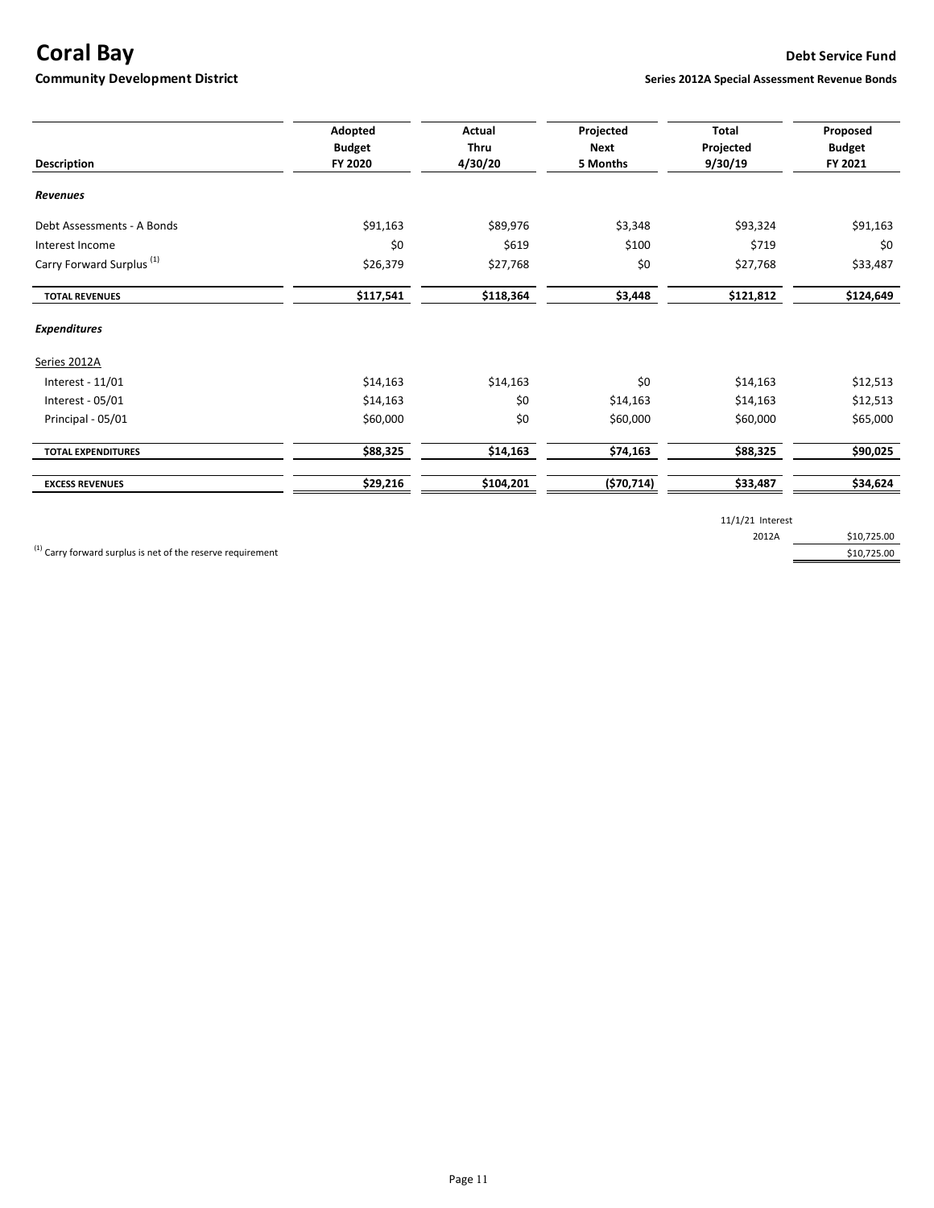# Coral Bay

**Community Development District**

**Debt Service Fund**

**Series 2012A Special Assessment Revenue Bonds**

| Description | Adopted Budget FY 2020 | Actual Thru 4/30/20 | Projected Next 5 Months | Total Projected 9/30/19 | Proposed Budget FY 2021 |
|---|---|---|---|---|---|
| ***Revenues*** | | | | | |
| Debt Assessments - A Bonds | $91,163 | $89,976 | $3,348 | $93,324 | $91,163 |
| Interest Income | $0 | $619 | $100 | $719 | $0 |
| Carry Forward Surplus [1] | $26,379 | $27,768 | $0 | $27,768 | $33,487 |
| **TOTAL REVENUES** | **$117,541** | **$118,364** | **$3,448** | **$121,812** | **$124,649** |
| ***Expenditures*** | | | | | |
| Series 2012A | | | | | |
| Interest - 11/01 | $14,163 | $14,163 | $0 | $14,163 | $12,513 |
| Interest - 05/01 | $14,163 | $0 | $14,163 | $14,163 | $12,513 |
| Principal - 05/01 | $60,000 | $0 | $60,000 | $60,000 | $65,000 |
| **TOTAL EXPENDITURES** | **$88,325** | **$14,163** | **$74,163** | **$88,325** | **$90,025** |
| **EXCESS REVENUES** | **$29,216** | **$104,201** | **($70,714)** | **$33,487** | **$34,624** |

| 11/1/21 Interest | |
|---|---|
| 2012A | $10,725.00 |
| | $10,725.00 |

[1] Carry forward surplus is net of the reserve requirement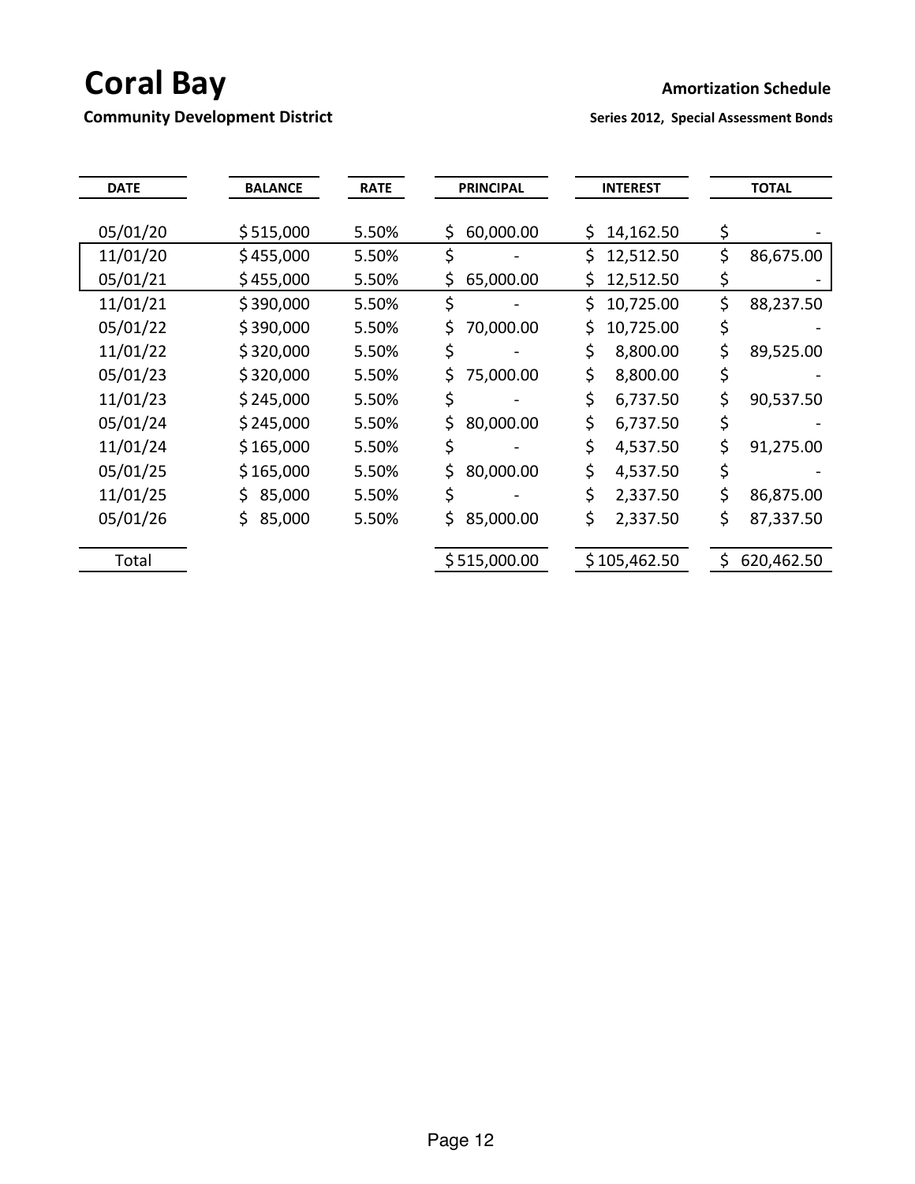# Coral Bay

**Community Development District**

**Amortization Schedule**

**Series 2012, Special Assessment Bonds**

| DATE | BALANCE | RATE | PRINCIPAL | INTEREST | TOTAL |
|---|---|---|---|---|---|
| 05/01/20 | $ 515,000 | 5.50% | $ 60,000.00 | $ 14,162.50 | $ - |
| 11/01/20 | $ 455,000 | 5.50% | $ - | $ 12,512.50 | $ 86,675.00 |
| 05/01/21 | $ 455,000 | 5.50% | $ 65,000.00 | $ 12,512.50 | $ - |
| 11/01/21 | $ 390,000 | 5.50% | $ - | $ 10,725.00 | $ 88,237.50 |
| 05/01/22 | $ 390,000 | 5.50% | $ 70,000.00 | $ 10,725.00 | $ - |
| 11/01/22 | $ 320,000 | 5.50% | $ - | $ 8,800.00 | $ 89,525.00 |
| 05/01/23 | $ 320,000 | 5.50% | $ 75,000.00 | $ 8,800.00 | $ - |
| 11/01/23 | $ 245,000 | 5.50% | $ - | $ 6,737.50 | $ 90,537.50 |
| 05/01/24 | $ 245,000 | 5.50% | $ 80,000.00 | $ 6,737.50 | $ - |
| 11/01/24 | $ 165,000 | 5.50% | $ - | $ 4,537.50 | $ 91,275.00 |
| 05/01/25 | $ 165,000 | 5.50% | $ 80,000.00 | $ 4,537.50 | $ - |
| 11/01/25 | $ 85,000 | 5.50% | $ - | $ 2,337.50 | $ 86,875.00 |
| 05/01/26 | $ 85,000 | 5.50% | $ 85,000.00 | $ 2,337.50 | $ 87,337.50 |
| Total | | | $ 515,000.00 | $ 105,462.50 | $ 620,462.50 |